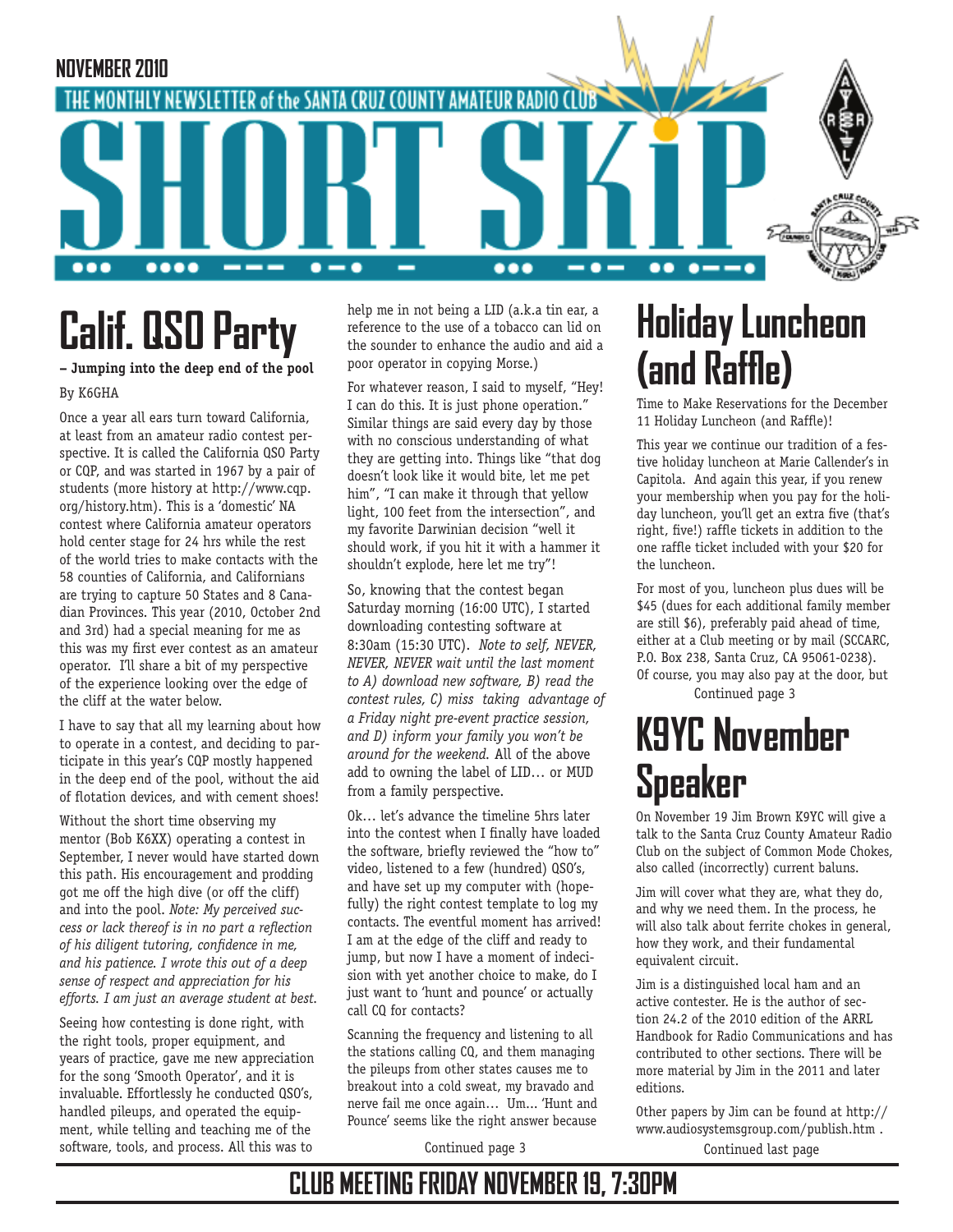NOVEMBER 2010

THE MONTHLY NEWSLETTER of the SANTA CRUZ COUNTY AMATEUR RADIO CLUB

# SHORT SKiP

## Calif. QSO Party

**– Jumping into the deep end of the pool**

By K6GHA

Once a year all ears turn toward California, at least from an amateur radio contest perspective. It is called the California QSO Party or CQP, and was started in 1967 by a pair of students (more history at http://www.cqp.org/history.htm). This is a 'domestic' NA contest where California amateur operators hold center stage for 24 hrs while the rest of the world tries to make contacts with the 58 counties of California, and Californians are trying to capture 50 States and 8 Canadian Provinces. This year (2010, October 2nd and 3rd) had a special meaning for me as this was my first ever contest as an amateur operator. I'll share a bit of my perspective of the experience looking over the edge of the cliff at the water below.

I have to say that all my learning about how to operate in a contest, and deciding to participate in this year's CQP mostly happened in the deep end of the pool, without the aid of flotation devices, and with cement shoes!

Without the short time observing my mentor (Bob K6XX) operating a contest in September, I never would have started down this path. His encouragement and prodding got me off the high dive (or off the cliff) and into the pool. *Note: My perceived success or lack thereof is in no part a reflection of his diligent tutoring, confidence in me, and his patience. I wrote this out of a deep sense of respect and appreciation for his efforts. I am just an average student at best.*

Seeing how contesting is done right, with the right tools, proper equipment, and years of practice, gave me new appreciation for the song 'Smooth Operator', and it is invaluable. Effortlessly he conducted QSO's, handled pileups, and operated the equipment, while telling and teaching me of the software, tools, and process. All this was to help me in not being a LID (a.k.a tin ear, a reference to the use of a tobacco can lid on the sounder to enhance the audio and aid a poor operator in copying Morse.)

For whatever reason, I said to myself, "Hey! I can do this. It is just phone operation." Similar things are said every day by those with no conscious understanding of what they are getting into. Things like "that dog doesn't look like it would bite, let me pet him", "I can make it through that yellow light, 100 feet from the intersection", and my favorite Darwinian decision "well it should work, if you hit it with a hammer it shouldn't explode, here let me try"!

So, knowing that the contest began Saturday morning (16:00 UTC), I started downloading contesting software at 8:30am (15:30 UTC). *Note to self, NEVER, NEVER, NEVER wait until the last moment to A) download new software, B) read the contest rules, C) miss taking advantage of a Friday night pre-event practice session, and D) inform your family you won't be around for the weekend.* All of the above add to owning the label of LID… or MUD from a family perspective.

Ok… let's advance the timeline 5hrs later into the contest when I finally have loaded the software, briefly reviewed the "how to" video, listened to a few (hundred) QSO's, and have set up my computer with (hopefully) the right contest template to log my contacts. The eventful moment has arrived! I am at the edge of the cliff and ready to jump, but now I have a moment of indecision with yet another choice to make, do I just want to 'hunt and pounce' or actually call CQ for contacts?

Scanning the frequency and listening to all the stations calling CQ, and them managing the pileups from other states causes me to breakout into a cold sweat, my bravado and nerve fail me once again… Um… 'Hunt and Pounce' seems like the right answer because

Continued page 3

## Holiday Luncheon (and Raffle)

Time to Make Reservations for the December 11 Holiday Luncheon (and Raffle)!

This year we continue our tradition of a festive holiday luncheon at Marie Callender's in Capitola. And again this year, if you renew your membership when you pay for the holiday luncheon, you'll get an extra five (that's right, five!) raffle tickets in addition to the one raffle ticket included with your $20 for the luncheon.

For most of you, luncheon plus dues will be $45 (dues for each additional family member are still $6), preferably paid ahead of time, either at a Club meeting or by mail (SCCARC, P.O. Box 238, Santa Cruz, CA 95061-0238). Of course, you may also pay at the door, but

Continued page 3

## K9YC November Speaker

On November 19 Jim Brown K9YC will give a talk to the Santa Cruz County Amateur Radio Club on the subject of Common Mode Chokes, also called (incorrectly) current baluns.

Jim will cover what they are, what they do, and why we need them. In the process, he will also talk about ferrite chokes in general, how they work, and their fundamental equivalent circuit.

Jim is a distinguished local ham and an active contester. He is the author of section 24.2 of the 2010 edition of the ARRL Handbook for Radio Communications and has contributed to other sections. There will be more material by Jim in the 2011 and later editions.

Other papers by Jim can be found at http://www.audiosystemsgroup.com/publish.htm .

Continued last page

**CLUB MEETING FRIDAY NOVEMBER 19, 7:30PM**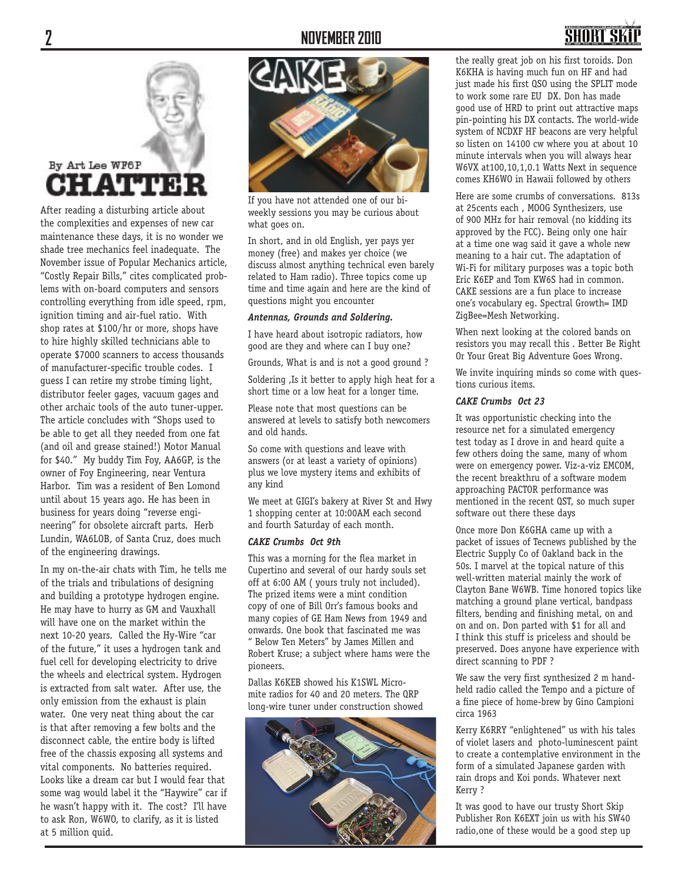By Art Lee WF6P

# CHATTER

After reading a disturbing article about the complexities and expenses of new car maintenance these days, it is no wonder we shade tree mechanics feel inadequate. The November issue of Popular Mechanics article, "Costly Repair Bills," cites complicated problems with on-board computers and sensors controlling everything from idle speed, rpm, ignition timing and air-fuel ratio. With shop rates at $100/hr or more, shops have to hire highly skilled technicians able to operate $7000 scanners to access thousands of manufacturer-specific trouble codes. I guess I can retire my strobe timing light, distributor feeler gages, vacuum gages and other archaic tools of the auto tuner-upper. The article concludes with "Shops used to be able to get all they needed from one fat (and oil and grease stained!) Motor Manual for $40." My buddy Tim Foy, AA6GP, is the owner of Foy Engineering, near Ventura Harbor. Tim was a resident of Ben Lomond until about 15 years ago. He has been in business for years doing "reverse engineering" for obsolete aircraft parts. Herb Lundin, WA6LOB, of Santa Cruz, does much of the engineering drawings.

In my on-the-air chats with Tim, he tells me of the trials and tribulations of designing and building a prototype hydrogen engine. He may have to hurry as GM and Vauxhall will have one on the market within the next 10-20 years. Called the Hy-Wire "car of the future," it uses a hydrogen tank and fuel cell for developing electricity to drive the wheels and electrical system. Hydrogen is extracted from salt water. After use, the only emission from the exhaust is plain water. One very neat thing about the car is that after removing a few bolts and the disconnect cable, the entire body is lifted free of the chassis exposing all systems and vital components. No batteries required. Looks like a dream car but I would fear that some wag would label it the "Haywire" car if he wasn't happy with it. The cost? I'll have to ask Ron, W6WO, to clarify, as it is listed at 5 million quid.

If you have not attended one of our bi-weekly sessions you may be curious about what goes on.

In short, and in old English, yer pays yer money (free) and makes yer choice (we discuss almost anything technical even barely related to Ham radio). Three topics come up time and time again and here are the kind of questions might you encounter

***Antennas, Grounds and Soldering.***

I have heard about isotropic radiators, how good are they and where can I buy one?

Grounds, What is and is not a good ground ?

Soldering ,Is it better to apply high heat for a short time or a low heat for a longer time.

Please note that most questions can be answered at levels to satisfy both newcomers and old hands.

So come with questions and leave with answers (or at least a variety of opinions) plus we love mystery items and exhibits of any kind

We meet at GIGI's bakery at River St and Hwy 1 shopping center at 10:00AM each second and fourth Saturday of each month.

***CAKE Crumbs Oct 9th***

This was a morning for the flea market in Cupertino and several of our hardy souls set off at 6:00 AM ( yours truly not included). The prized items were a mint condition copy of one of Bill Orr's famous books and many copies of GE Ham News from 1949 and onwards. One book that fascinated me was " Below Ten Meters" by James Millen and Robert Kruse; a subject where hams were the pioneers.

Dallas K6KEB showed his K1SWL Micro-mite radios for 40 and 20 meters. The QRP long-wire tuner under construction showed the really great job on his first toroids. Don K6KHA is having much fun on HF and had just made his first QSO using the SPLIT mode to work some rare EU DX. Don has made good use of HRD to print out attractive maps pin-pointing his DX contacts. The world-wide system of NCDXF HF beacons are very helpful so listen on 14100 cw where you at about 10 minute intervals when you will always hear W6VX at100,10,1,0.1 Watts Next in sequence comes KH6WO in Hawaii followed by others

Here are some crumbs of conversations. 813s at 25cents each , MOOG Synthesizers, use of 900 MHz for hair removal (no kidding its approved by the FCC). Being only one hair at a time one wag said it gave a whole new meaning to a hair cut. The adaptation of Wi-Fi for military purposes was a topic both Eric K6EP and Tom KW6S had in common. CAKE sessions are a fun place to increase one's vocabulary eg. Spectral Growth= IMD ZigBee=Mesh Networking.

When next looking at the colored bands on resistors you may recall this . Better Be Right Or Your Great Big Adventure Goes Wrong.

We invite inquiring minds so come with questions curious items.

***CAKE Crumbs Oct 23***

It was opportunistic checking into the resource net for a simulated emergency test today as I drove in and heard quite a few others doing the same, many of whom were on emergency power. Viz-a-viz EMCOM, the recent breakthru of a software modem approaching PACTOR performance was mentioned in the recent QST, so much super software out there these days

Once more Don K6GHA came up with a packet of issues of Tecnews published by the Electric Supply Co of Oakland back in the 50s. I marvel at the topical nature of this well-written material mainly the work of Clayton Bane W6WB. Time honored topics like matching a ground plane vertical, bandpass filters, bending and finishing metal, on and on and on. Don parted with $1 for all and I think this stuff is priceless and should be preserved. Does anyone have experience with direct scanning to PDF ?

We saw the very first synthesized 2 m hand-held radio called the Tempo and a picture of a fine piece of home-brew by Gino Campioni circa 1963

Kerry K6RRY "enlightened" us with his tales of violet lasers and photo-luminescent paint to create a contemplative environment in the form of a simulated Japanese garden with rain drops and Koi ponds. Whatever next Kerry ?

It was good to have our trusty Short Skip Publisher Ron K6EXT join us with his SW40 radio,one of these would be a good step up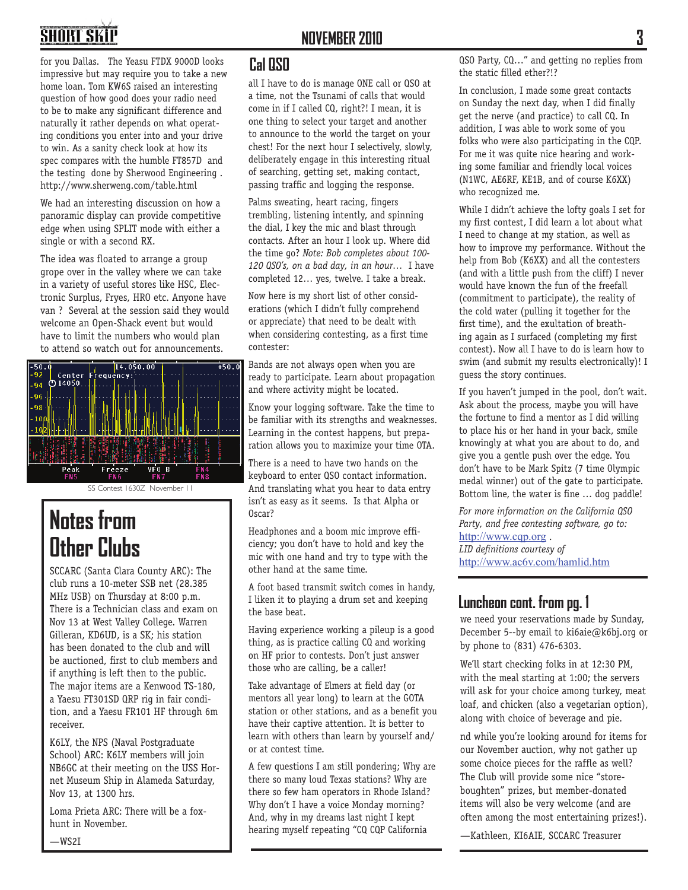for you Dallas. The Yeasu FTDX 9000D looks impressive but may require you to take a new home loan. Tom KW6S raised an interesting question of how good does your radio need to be to make any significant difference and naturally it rather depends on what operating conditions you enter into and your drive to win. As a sanity check look at how its spec compares with the humble FT857D and the testing done by Sherwood Engineering . http://www.sherweng.com/table.html

We had an interesting discussion on how a panoramic display can provide competitive edge when using SPLIT mode with either a single or with a second RX.

The idea was floated to arrange a group grope over in the valley where we can take in a variety of useful stores like HSC, Electronic Surplus, Fryes, HRO etc. Anyone have van ? Several at the session said they would welcome an Open-Shack event but would have to limit the numbers who would plan to attend so watch out for announcements.

SS Contest 1630Z November 11

# Notes from Other Clubs

SCCARC (Santa Clara County ARC): The club runs a 10-meter SSB net (28.385 MHz USB) on Thursday at 8:00 p.m. There is a Technician class and exam on Nov 13 at West Valley College. Warren Gilleran, KD6UD, is a SK; his station has been donated to the club and will be auctioned, first to club members and if anything is left then to the public. The major items are a Kenwood TS-180, a Yaesu FT301SD QRP rig in fair condition, and a Yaesu FR101 HF through 6m receiver.

K6LY, the NPS (Naval Postgraduate School) ARC: K6LY members will join NB6GC at their meeting on the USS Hornet Museum Ship in Alameda Saturday, Nov 13, at 1300 hrs.

Loma Prieta ARC: There will be a fox-hunt in November.

—WS2I

## Cal QSO

all I have to do is manage ONE call or QSO at a time, not the Tsunami of calls that would come in if I called CQ, right?! I mean, it is one thing to select your target and another to announce to the world the target on your chest! For the next hour I selectively, slowly, deliberately engage in this interesting ritual of searching, getting set, making contact, passing traffic and logging the response.

Palms sweating, heart racing, fingers trembling, listening intently, and spinning the dial, I key the mic and blast through contacts. After an hour I look up. Where did the time go? *Note: Bob completes about 100-120 QSO's, on a bad day, in an hour…* I have completed 12… yes, twelve. I take a break.

Now here is my short list of other considerations (which I didn't fully comprehend or appreciate) that need to be dealt with when considering contesting, as a first time contester:

Bands are not always open when you are ready to participate. Learn about propagation and where activity might be located.

Know your logging software. Take the time to be familiar with its strengths and weaknesses. Learning in the contest happens, but preparation allows you to maximize your time OTA.

There is a need to have two hands on the keyboard to enter QSO contact information. And translating what you hear to data entry isn't as easy as it seems. Is that Alpha or Oscar?

Headphones and a boom mic improve efficiency; you don't have to hold and key the mic with one hand and try to type with the other hand at the same time.

A foot based transmit switch comes in handy, I liken it to playing a drum set and keeping the base beat.

Having experience working a pileup is a good thing, as is practice calling CQ and working on HF prior to contests. Don't just answer those who are calling, be a caller!

Take advantage of Elmers at field day (or mentors all year long) to learn at the GOTA station or other stations, and as a benefit you have their captive attention. It is better to learn with others than learn by yourself and/or at contest time.

A few questions I am still pondering; Why are there so many loud Texas stations? Why are there so few ham operators in Rhode Island? Why don't I have a voice Monday morning? And, why in my dreams last night I kept hearing myself repeating "CQ CQP California QSO Party, CQ…" and getting no replies from the static filled ether?!?

In conclusion, I made some great contacts on Sunday the next day, when I did finally get the nerve (and practice) to call CQ. In addition, I was able to work some of you folks who were also participating in the CQP. For me it was quite nice hearing and working some familiar and friendly local voices (N1WC, AE6RF, KE1B, and of course K6XX) who recognized me.

While I didn't achieve the lofty goals I set for my first contest, I did learn a lot about what I need to change at my station, as well as how to improve my performance. Without the help from Bob (K6XX) and all the contesters (and with a little push from the cliff) I never would have known the fun of the freefall (commitment to participate), the reality of the cold water (pulling it together for the first time), and the exultation of breathing again as I surfaced (completing my first contest). Now all I have to do is learn how to swim (and submit my results electronically)! I guess the story continues.

If you haven't jumped in the pool, don't wait. Ask about the process, maybe you will have the fortune to find a mentor as I did willing to place his or her hand in your back, smile knowingly at what you are about to do, and give you a gentle push over the edge. You don't have to be Mark Spitz (7 time Olympic medal winner) out of the gate to participate. Bottom line, the water is fine … dog paddle!

*For more information on the California QSO Party, and free contesting software, go to:* http://www.cqp.org .
*LID definitions courtesy of* http://www.ac6v.com/hamlid.htm

## Luncheon cont. from pg. 1

we need your reservations made by Sunday, December 5--by email to ki6aie@k6bj.org or by phone to (831) 476-6303.

We'll start checking folks in at 12:30 PM, with the meal starting at 1:00; the servers will ask for your choice among turkey, meat loaf, and chicken (also a vegetarian option), along with choice of beverage and pie.

nd while you're looking around for items for our November auction, why not gather up some choice pieces for the raffle as well? The Club will provide some nice "store-boughten" prizes, but member-donated items will also be very welcome (and are often among the most entertaining prizes!).

—Kathleen, KI6AIE, SCCARC Treasurer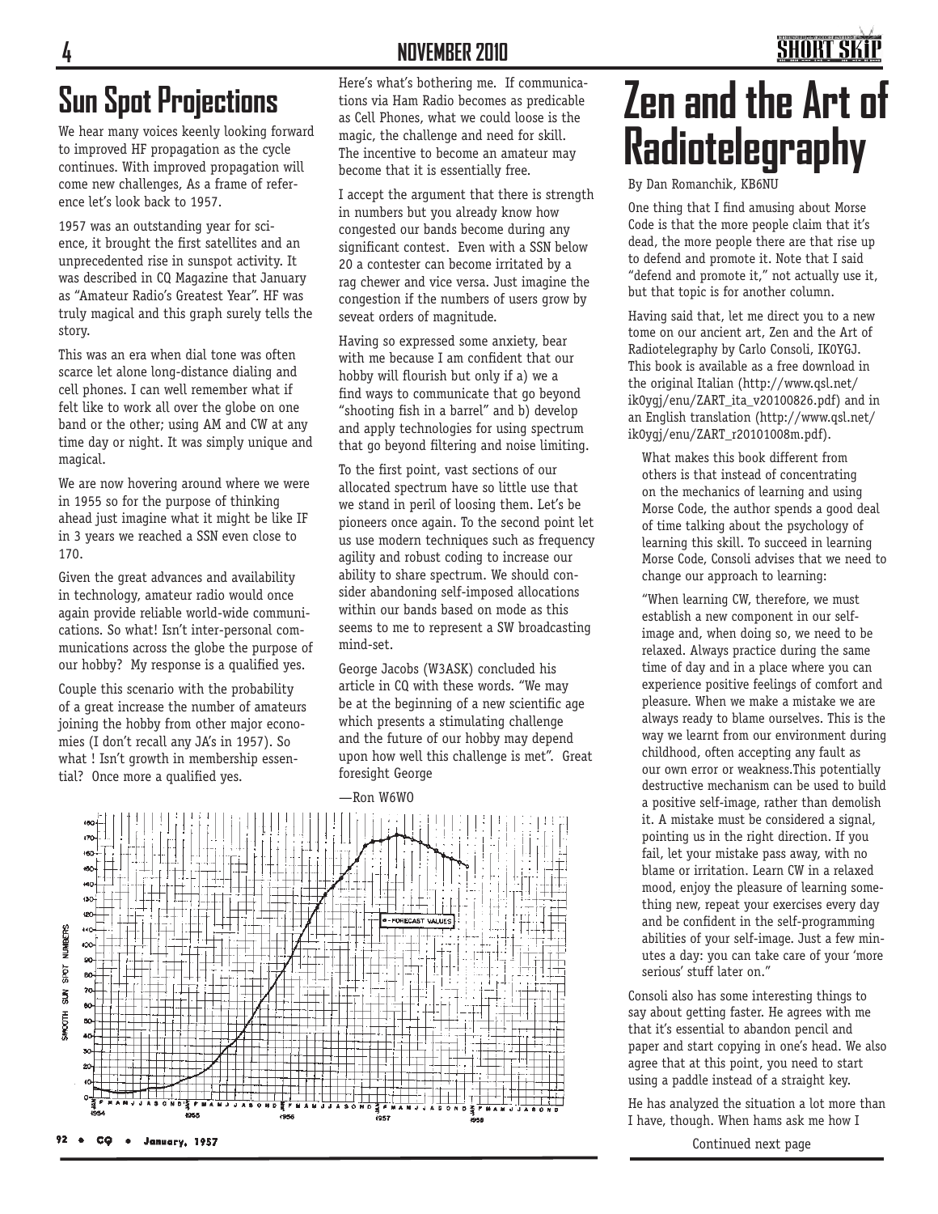# Sun Spot Projections

We hear many voices keenly looking forward to improved HF propagation as the cycle continues. With improved propagation will come new challenges, As a frame of reference let's look back to 1957.

1957 was an outstanding year for science, it brought the first satellites and an unprecedented rise in sunspot activity. It was described in CQ Magazine that January as "Amateur Radio's Greatest Year". HF was truly magical and this graph surely tells the story.

This was an era when dial tone was often scarce let alone long-distance dialing and cell phones. I can well remember what if felt like to work all over the globe on one band or the other; using AM and CW at any time day or night. It was simply unique and magical.

We are now hovering around where we were in 1955 so for the purpose of thinking ahead just imagine what it might be like IF in 3 years we reached a SSN even close to 170.

Given the great advances and availability in technology, amateur radio would once again provide reliable world-wide communications. So what! Isn't inter-personal communications across the globe the purpose of our hobby? My response is a qualified yes.

Couple this scenario with the probability of a great increase the number of amateurs joining the hobby from other major economies (I don't recall any JA's in 1957). So what ! Isn't growth in membership essential? Once more a qualified yes.

Here's what's bothering me. If communications via Ham Radio becomes as predicable as Cell Phones, what we could loose is the magic, the challenge and need for skill. The incentive to become an amateur may become that it is essentially free.

I accept the argument that there is strength in numbers but you already know how congested our bands become during any significant contest. Even with a SSN below 20 a contester can become irritated by a rag chewer and vice versa. Just imagine the congestion if the numbers of users grow by seveat orders of magnitude.

Having so expressed some anxiety, bear with me because I am confident that our hobby will flourish but only if a) we a find ways to communicate that go beyond "shooting fish in a barrel" and b) develop and apply technologies for using spectrum that go beyond filtering and noise limiting.

To the first point, vast sections of our allocated spectrum have so little use that we stand in peril of loosing them. Let's be pioneers once again. To the second point let us use modern techniques such as frequency agility and robust coding to increase our ability to share spectrum. We should consider abandoning self-imposed allocations within our bands based on mode as this seems to me to represent a SW broadcasting mind-set.

George Jacobs (W3ASK) concluded his article in CQ with these words. "We may be at the beginning of a new scientific age which presents a stimulating challenge and the future of our hobby may depend upon how well this challenge is met". Great foresight George

—Ron W6WO

SMOOTH SUN SPOT NUMBERS — FORECAST VALUES — 1954 1955 1956 1957 1958

92 • CQ • January, 1957

# Zen and the Art of Radiotelegraphy

By Dan Romanchik, KB6NU

One thing that I find amusing about Morse Code is that the more people claim that it's dead, the more people there are that rise up to defend and promote it. Note that I said "defend and promote it," not actually use it, but that topic is for another column.

Having said that, let me direct you to a new tome on our ancient art, Zen and the Art of Radiotelegraphy by Carlo Consoli, IK0YGJ. This book is available as a free download in the original Italian (http://www.qsl.net/ik0ygj/enu/ZART_ita_v20100826.pdf) and in an English translation (http://www.qsl.net/ik0ygj/enu/ZART_r20101008m.pdf).

> What makes this book different from others is that instead of concentrating on the mechanics of learning and using Morse Code, the author spends a good deal of time talking about the psychology of learning this skill. To succeed in learning Morse Code, Consoli advises that we need to change our approach to learning:
>
> "When learning CW, therefore, we must establish a new component in our self-image and, when doing so, we need to be relaxed. Always practice during the same time of day and in a place where you can experience positive feelings of comfort and pleasure. When we make a mistake we are always ready to blame ourselves. This is the way we learnt from our environment during childhood, often accepting any fault as our own error or weakness.This potentially destructive mechanism can be used to build a positive self-image, rather than demolish it. A mistake must be considered a signal, pointing us in the right direction. If you fail, let your mistake pass away, with no blame or irritation. Learn CW in a relaxed mood, enjoy the pleasure of learning something new, repeat your exercises every day and be confident in the self-programming abilities of your self-image. Just a few minutes a day: you can take care of your 'more serious' stuff later on."

Consoli also has some interesting things to say about getting faster. He agrees with me that it's essential to abandon pencil and paper and start copying in one's head. We also agree that at this point, you need to start using a paddle instead of a straight key.

He has analyzed the situation a lot more than I have, though. When hams ask me how I

Continued next page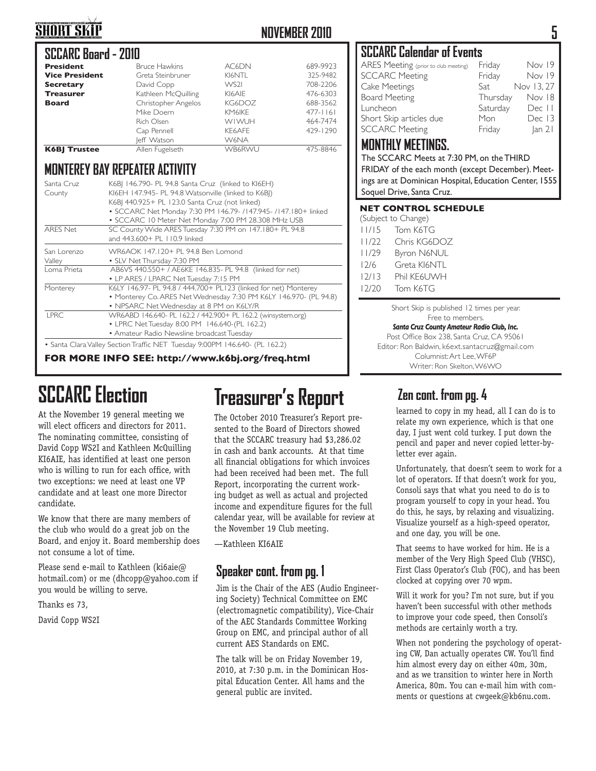## SCCARC Board - 2010

| | | | |
|---|---|---|---|
| **President** | Bruce Hawkins | AC6DN | 689-9923 |
| **Vice President** | Greta Steinbruner | KI6NTL | 325-9482 |
| **Secretary** | David Copp | WS2I | 708-2206 |
| **Treasurer** | Kathleen McQuilling | KI6AIE | 476-6303 |
| **Board** | Christopher Angelos | KG6DOZ | 688-3562 |
| | Mike Doern | KM6IKE | 477-1161 |
| | Rich Olsen | W1WUH | 464-7474 |
| | Cap Pennell | KE6AFE | 429-1290 |
| | Jeff Watson | W6NA | |
| **K6BJ Trustee** | Allen Fugelseth | WB6RWU | 475-8846 |

## MONTEREY BAY REPEATER ACTIVITY

| | |
|---|---|
| Santa Cruz County | K6BJ 146.790- PL 94.8 Santa Cruz (linked to KI6EH)<br>KI6EH 147.945- PL 94.8 Watsonville (linked to K6BJ)<br>K6BJ 440.925+ PL 123.0 Santa Cruz (not linked)<br>• SCCARC Net Monday 7:30 PM 146.79- /147.945- /147.180+ linked<br>• SCCARC 10 Meter Net Monday 7:00 PM 28.308 MHz USB |
| ARES Net | SC County Wide ARES Tuesday 7:30 PM on 147.180+ PL 94.8 and 443.600+ PL 110.9 linked |
| San Lorenzo Valley | WR6AOK 147.120+ PL 94.8 Ben Lomond<br>• SLV Net Thursday 7:30 PM |
| Loma Prieta | AB6VS 440.550+ / AE6KE 146.835- PL 94.8 (linked for net)<br>• LP ARES / LPARC Net Tuesday 7:15 PM |
| Monterey | K6LY 146.97- PL 94.8 / 444.700+ PL123 (linked for net) Monterey<br>• Monterey Co. ARES Net Wednesday 7:30 PM K6LY 146.970- (PL 94.8)<br>• NPSARC Net Wednesday at 8 PM on K6LY/R |
| LPRC | WR6ABD 146.640- PL 162.2 / 442.900+ PL 162.2 (winsystem.org)<br>• LPRC Net Tuesday 8:00 PM 146.640-(PL 162.2)<br>• Amateur Radio Newsline broadcast Tuesday |

• Santa Clara Valley Section Traffic NET Tuesday 9:00PM 146.640- (PL 162.2)

**FOR MORE INFO SEE: http://www.k6bj.org/freq.html**

## SCCARC Calendar of Events

| | | |
|---|---|---|
| ARES Meeting (prior to club meeting) | Friday | Nov 19 |
| SCCARC Meeting | Friday | Nov 19 |
| Cake Meetings | Sat | Nov 13, 27 |
| Board Meeting | Thursday | Nov 18 |
| Luncheon | Saturday | Dec 11 |
| Short Skip articles due | Mon | Dec 13 |
| SCCARC Meeting | Friday | Jan 21 |

## MONTHLY MEETINGS.

The SCCARC Meets at 7:30 PM, on the THIRD FRIDAY of the each month (except December). Meetings are at Dominican Hospital, Education Center, 1555 Soquel Drive, Santa Cruz.

**NET CONTROL SCHEDULE**

(Subject to Change)

| | |
|---|---|
| 11/15 | Tom K6TG |
| 11/22 | Chris KG6DOZ |
| 11/29 | Byron N6NUL |
| 12/6 | Greta KI6NTL |
| 12/13 | Phil KE6UWH |
| 12/20 | Tom K6TG |

Short Skip is published 12 times per year.
Free to members.
***Santa Cruz County Amateur Radio Club, Inc.***
Post Office Box 238, Santa Cruz, CA 95061
Editor: Ron Baldwin, k6ext.santacruz@gmail.com
Columnist: Art Lee, WF6P
Writer: Ron Skelton, W6WO

# SCCARC Election

At the November 19 general meeting we will elect officers and directors for 2011. The nominating committee, consisting of David Copp WS2I and Kathleen McQuilling KI6AIE, has identified at least one person who is willing to run for each office, with two exceptions: we need at least one VP candidate and at least one more Director candidate.

We know that there are many members of the club who would do a great job on the Board, and enjoy it. Board membership does not consume a lot of time.

Please send e-mail to Kathleen (ki6aie@hotmail.com) or me (dhcopp@yahoo.com if you would be willing to serve.

Thanks es 73,

David Copp WS2I

# Treasurer's Report

The October 2010 Treasurer's Report presented to the Board of Directors showed that the SCCARC treasury had $3,286.02 in cash and bank accounts. At that time all financial obligations for which invoices had been received had been met. The full Report, incorporating the current working budget as well as actual and projected income and expenditure figures for the full calendar year, will be available for review at the November 19 Club meeting.

—Kathleen KI6AIE

## Speaker cont. from pg. 1

Jim is the Chair of the AES (Audio Engineering Society) Technical Committee on EMC (electromagnetic compatibility), Vice-Chair of the AEC Standards Committee Working Group on EMC, and principal author of all current AES Standards on EMC.

The talk will be on Friday November 19, 2010, at 7:30 p.m. in the Dominican Hospital Education Center. All hams and the general public are invited.

## Zen cont. from pg. 4

learned to copy in my head, all I can do is to relate my own experience, which is that one day, I just went cold turkey. I put down the pencil and paper and never copied letter-by-letter ever again.

Unfortunately, that doesn't seem to work for a lot of operators. If that doesn't work for you, Consoli says that what you need to do is to program yourself to copy in your head. You do this, he says, by relaxing and visualizing. Visualize yourself as a high-speed operator, and one day, you will be one.

That seems to have worked for him. He is a member of the Very High Speed Club (VHSC), First Class Operator's Club (FOC), and has been clocked at copying over 70 wpm.

Will it work for you? I'm not sure, but if you haven't been successful with other methods to improve your code speed, then Consoli's methods are certainly worth a try.

When not pondering the psychology of operating CW, Dan actually operates CW. You'll find him almost every day on either 40m, 30m, and as we transition to winter here in North America, 80m. You can e-mail him with comments or questions at cwgeek@kb6nu.com.